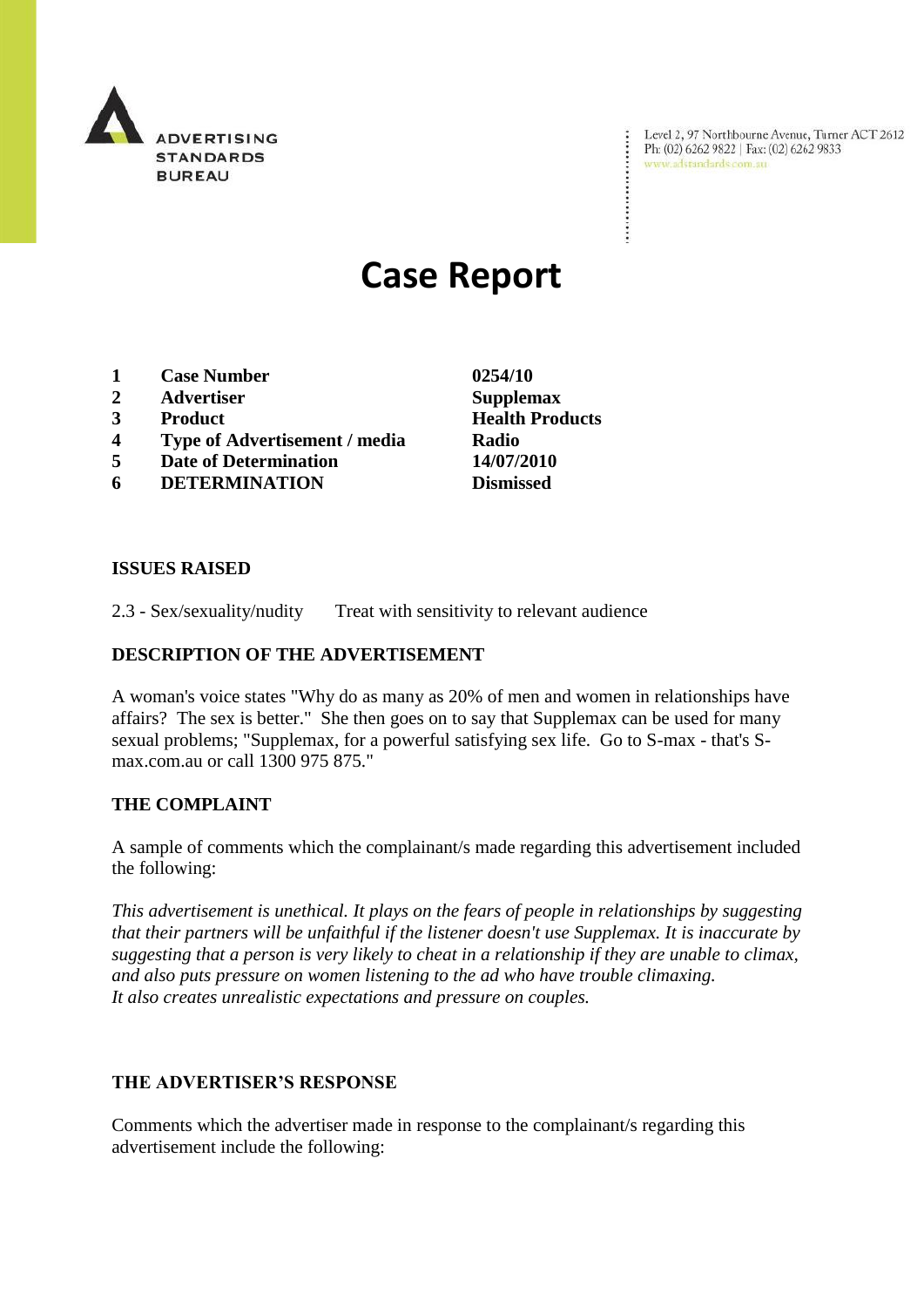ADVERTISING STANDARDS BUREAU

Level 2, 97 Northbourne Avenue, Turner ACT 2612
Ph: (02) 6262 9822 | Fax: (02) 6262 9833
www.adstandards.com.au

# Case Report

| | | |
|---|---|---|
| **1** | **Case Number** | **0254/10** |
| **2** | **Advertiser** | **Supplemax** |
| **3** | **Product** | **Health Products** |
| **4** | **Type of Advertisement / media** | **Radio** |
| **5** | **Date of Determination** | **14/07/2010** |
| **6** | **DETERMINATION** | **Dismissed** |

## ISSUES RAISED

2.3 - Sex/sexuality/nudity     Treat with sensitivity to relevant audience

## DESCRIPTION OF THE ADVERTISEMENT

A woman's voice states "Why do as many as 20% of men and women in relationships have affairs? The sex is better." She then goes on to say that Supplemax can be used for many sexual problems; "Supplemax, for a powerful satisfying sex life. Go to S-max - that's S-max.com.au or call 1300 975 875."

## THE COMPLAINT

A sample of comments which the complainant/s made regarding this advertisement included the following:

*This advertisement is unethical. It plays on the fears of people in relationships by suggesting that their partners will be unfaithful if the listener doesn't use Supplemax. It is inaccurate by suggesting that a person is very likely to cheat in a relationship if they are unable to climax, and also puts pressure on women listening to the ad who have trouble climaxing.*
*It also creates unrealistic expectations and pressure on couples.*

## THE ADVERTISER'S RESPONSE

Comments which the advertiser made in response to the complainant/s regarding this advertisement include the following: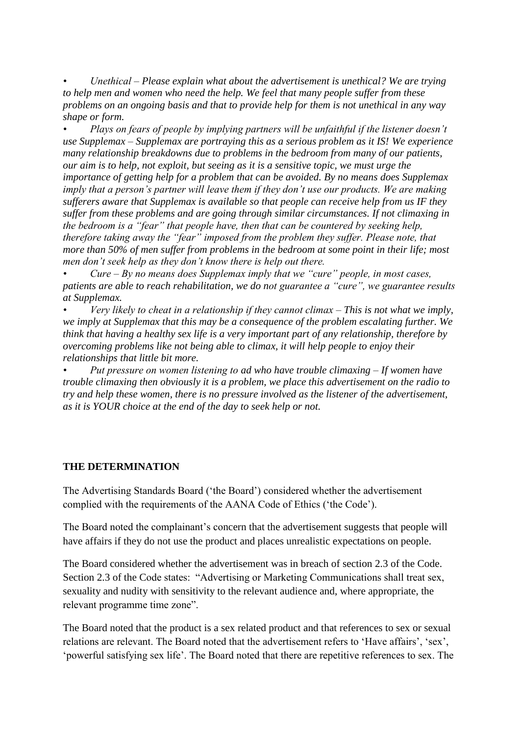- *Unethical – Please explain what about the advertisement is unethical? We are trying to help men and women who need the help. We feel that many people suffer from these problems on an ongoing basis and that to provide help for them is not unethical in any way shape or form.*
- *Plays on fears of people by implying partners will be unfaithful if the listener doesn't use Supplemax – Supplemax are portraying this as a serious problem as it IS! We experience many relationship breakdowns due to problems in the bedroom from many of our patients, our aim is to help, not exploit, but seeing as it is a sensitive topic, we must urge the importance of getting help for a problem that can be avoided. By no means does Supplemax imply that a person's partner will leave them if they don't use our products. We are making sufferers aware that Supplemax is available so that people can receive help from us IF they suffer from these problems and are going through similar circumstances. If not climaxing in the bedroom is a "fear" that people have, then that can be countered by seeking help, therefore taking away the "fear" imposed from the problem they suffer. Please note, that more than 50% of men suffer from problems in the bedroom at some point in their life; most men don't seek help as they don't know there is help out there.*
- *Cure – By no means does Supplemax imply that we "cure" people, in most cases, patients are able to reach rehabilitation, we do not guarantee a "cure", we guarantee results at Supplemax.*
- *Very likely to cheat in a relationship if they cannot climax – This is not what we imply, we imply at Supplemax that this may be a consequence of the problem escalating further. We think that having a healthy sex life is a very important part of any relationship, therefore by overcoming problems like not being able to climax, it will help people to enjoy their relationships that little bit more.*
- *Put pressure on women listening to ad who have trouble climaxing – If women have trouble climaxing then obviously it is a problem, we place this advertisement on the radio to try and help these women, there is no pressure involved as the listener of the advertisement, as it is YOUR choice at the end of the day to seek help or not.*

**THE DETERMINATION**

The Advertising Standards Board ('the Board') considered whether the advertisement complied with the requirements of the AANA Code of Ethics ('the Code').

The Board noted the complainant's concern that the advertisement suggests that people will have affairs if they do not use the product and places unrealistic expectations on people.

The Board considered whether the advertisement was in breach of section 2.3 of the Code. Section 2.3 of the Code states: "Advertising or Marketing Communications shall treat sex, sexuality and nudity with sensitivity to the relevant audience and, where appropriate, the relevant programme time zone".

The Board noted that the product is a sex related product and that references to sex or sexual relations are relevant. The Board noted that the advertisement refers to 'Have affairs', 'sex', 'powerful satisfying sex life'. The Board noted that there are repetitive references to sex. The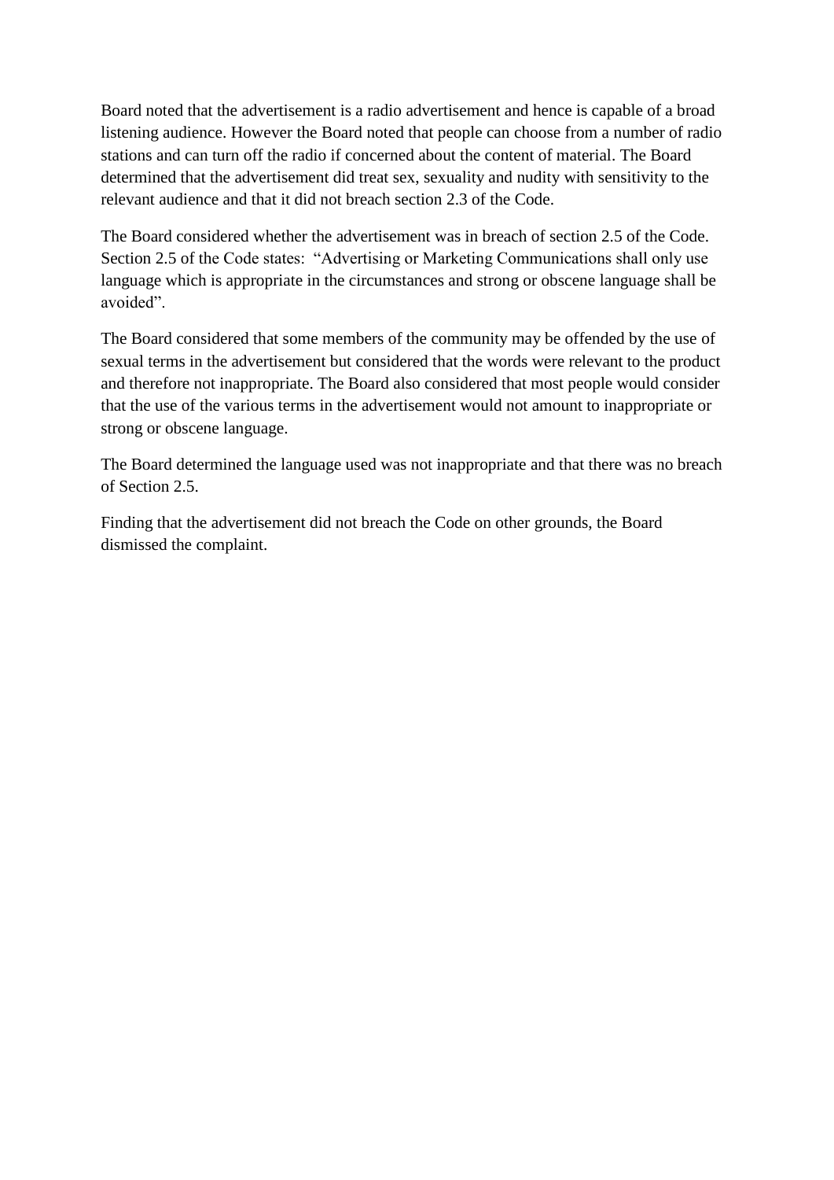Board noted that the advertisement is a radio advertisement and hence is capable of a broad listening audience. However the Board noted that people can choose from a number of radio stations and can turn off the radio if concerned about the content of material. The Board determined that the advertisement did treat sex, sexuality and nudity with sensitivity to the relevant audience and that it did not breach section 2.3 of the Code.

The Board considered whether the advertisement was in breach of section 2.5 of the Code. Section 2.5 of the Code states: "Advertising or Marketing Communications shall only use language which is appropriate in the circumstances and strong or obscene language shall be avoided".

The Board considered that some members of the community may be offended by the use of sexual terms in the advertisement but considered that the words were relevant to the product and therefore not inappropriate. The Board also considered that most people would consider that the use of the various terms in the advertisement would not amount to inappropriate or strong or obscene language.

The Board determined the language used was not inappropriate and that there was no breach of Section 2.5.

Finding that the advertisement did not breach the Code on other grounds, the Board dismissed the complaint.